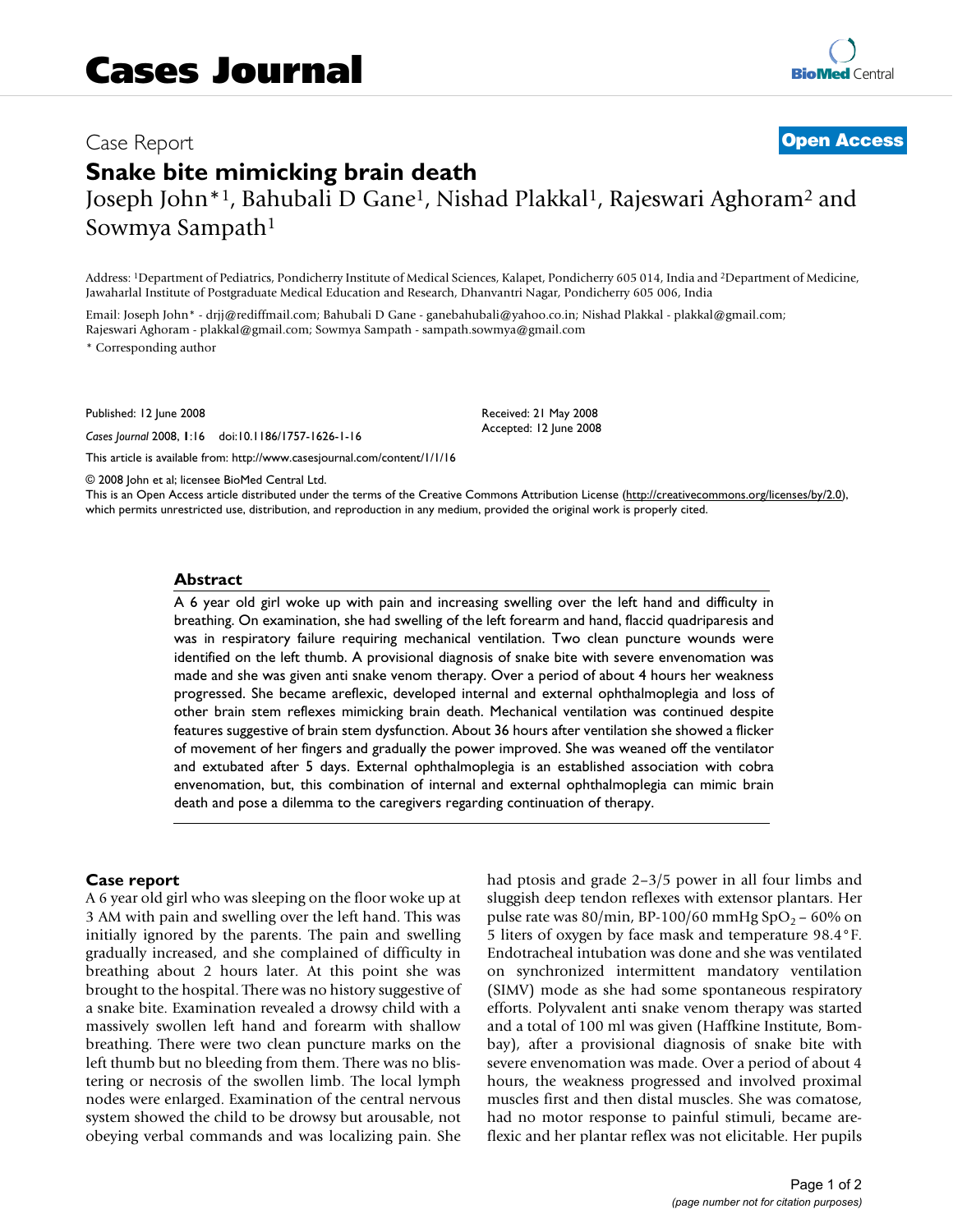# Cases Journal

Case Report

**Open Access**

# Snake bite mimicking brain death

Joseph John*[1], Bahubali D Gane[1], Nishad Plakkal[1], Rajeswari Aghoram[2] and Sowmya Sampath[1]

Address: [1]Department of Pediatrics, Pondicherry Institute of Medical Sciences, Kalapet, Pondicherry 605 014, India and [2]Department of Medicine, Jawaharlal Institute of Postgraduate Medical Education and Research, Dhanvantri Nagar, Pondicherry 605 006, India

Email: Joseph John* - drjj@rediffmail.com; Bahubali D Gane - ganebahubali@yahoo.co.in; Nishad Plakkal - plakkal@gmail.com; Rajeswari Aghoram - plakkal@gmail.com; Sowmya Sampath - sampath.sowmya@gmail.com

* Corresponding author

Published: 12 June 2008

*Cases Journal* 2008, **1**:16 doi:10.1186/1757-1626-1-16

Received: 21 May 2008
Accepted: 12 June 2008

This article is available from: http://www.casesjournal.com/content/1/1/16

© 2008 John et al; licensee BioMed Central Ltd.
This is an Open Access article distributed under the terms of the Creative Commons Attribution License (http://creativecommons.org/licenses/by/2.0), which permits unrestricted use, distribution, and reproduction in any medium, provided the original work is properly cited.

## Abstract

A 6 year old girl woke up with pain and increasing swelling over the left hand and difficulty in breathing. On examination, she had swelling of the left forearm and hand, flaccid quadriparesis and was in respiratory failure requiring mechanical ventilation. Two clean puncture wounds were identified on the left thumb. A provisional diagnosis of snake bite with severe envenomation was made and she was given anti snake venom therapy. Over a period of about 4 hours her weakness progressed. She became areflexic, developed internal and external ophthalmoplegia and loss of other brain stem reflexes mimicking brain death. Mechanical ventilation was continued despite features suggestive of brain stem dysfunction. About 36 hours after ventilation she showed a flicker of movement of her fingers and gradually the power improved. She was weaned off the ventilator and extubated after 5 days. External ophthalmoplegia is an established association with cobra envenomation, but, this combination of internal and external ophthalmoplegia can mimic brain death and pose a dilemma to the caregivers regarding continuation of therapy.

## Case report

A 6 year old girl who was sleeping on the floor woke up at 3 AM with pain and swelling over the left hand. This was initially ignored by the parents. The pain and swelling gradually increased, and she complained of difficulty in breathing about 2 hours later. At this point she was brought to the hospital. There was no history suggestive of a snake bite. Examination revealed a drowsy child with a massively swollen left hand and forearm with shallow breathing. There were two clean puncture marks on the left thumb but no bleeding from them. There was no blistering or necrosis of the swollen limb. The local lymph nodes were enlarged. Examination of the central nervous system showed the child to be drowsy but arousable, not obeying verbal commands and was localizing pain. She had ptosis and grade 2–3/5 power in all four limbs and sluggish deep tendon reflexes with extensor plantars. Her pulse rate was 80/min, BP-100/60 mmHg $SpO_2$ – 60% on 5 liters of oxygen by face mask and temperature 98.4°F. Endotracheal intubation was done and she was ventilated on synchronized intermittent mandatory ventilation (SIMV) mode as she had some spontaneous respiratory efforts. Polyvalent anti snake venom therapy was started and a total of 100 ml was given (Haffkine Institute, Bombay), after a provisional diagnosis of snake bite with severe envenomation was made. Over a period of about 4 hours, the weakness progressed and involved proximal muscles first and then distal muscles. She was comatose, had no motor response to painful stimuli, became areflexic and her plantar reflex was not elicitable. Her pupils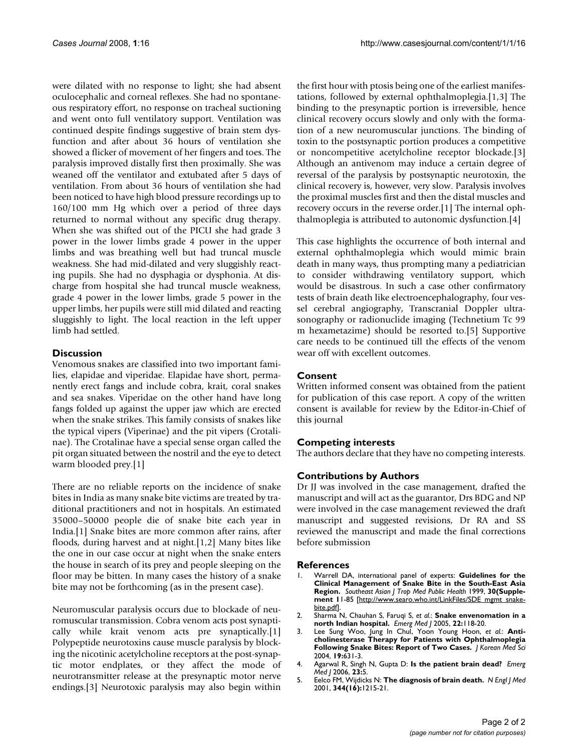were dilated with no response to light; she had absent oculocephalic and corneal reflexes. She had no spontaneous respiratory effort, no response on tracheal suctioning and went onto full ventilatory support. Ventilation was continued despite findings suggestive of brain stem dysfunction and after about 36 hours of ventilation she showed a flicker of movement of her fingers and toes. The paralysis improved distally first then proximally. She was weaned off the ventilator and extubated after 5 days of ventilation. From about 36 hours of ventilation she had been noticed to have high blood pressure recordings up to 160/100 mm Hg which over a period of three days returned to normal without any specific drug therapy. When she was shifted out of the PICU she had grade 3 power in the lower limbs grade 4 power in the upper limbs and was breathing well but had truncal muscle weakness. She had mid-dilated and very sluggishly reacting pupils. She had no dysphagia or dysphonia. At discharge from hospital she had truncal muscle weakness, grade 4 power in the lower limbs, grade 5 power in the upper limbs, her pupils were still mid dilated and reacting sluggishly to light. The local reaction in the left upper limb had settled.

## Discussion

Venomous snakes are classified into two important families, elapidae and viperidae. Elapidae have short, permanently erect fangs and include cobra, krait, coral snakes and sea snakes. Viperidae on the other hand have long fangs folded up against the upper jaw which are erected when the snake strikes. This family consists of snakes like the typical vipers (Viperinae) and the pit vipers (Crotalinae). The Crotalinae have a special sense organ called the pit organ situated between the nostril and the eye to detect warm blooded prey.[1]

There are no reliable reports on the incidence of snake bites in India as many snake bite victims are treated by traditional practitioners and not in hospitals. An estimated 35000–50000 people die of snake bite each year in India.[1] Snake bites are more common after rains, after floods, during harvest and at night.[1,2] Many bites like the one in our case occur at night when the snake enters the house in search of its prey and people sleeping on the floor may be bitten. In many cases the history of a snake bite may not be forthcoming (as in the present case).

Neuromuscular paralysis occurs due to blockade of neuromuscular transmission. Cobra venom acts post synaptically while krait venom acts pre synaptically.[1] Polypeptide neurotoxins cause muscle paralysis by blocking the nicotinic acetylcholine receptors at the post-synaptic motor endplates, or they affect the mode of neurotransmitter release at the presynaptic motor nerve endings.[3] Neurotoxic paralysis may also begin within the first hour with ptosis being one of the earliest manifestations, followed by external ophthalmoplegia.[1,3] The binding to the presynaptic portion is irreversible, hence clinical recovery occurs slowly and only with the formation of a new neuromuscular junctions. The binding of toxin to the postsynaptic portion produces a competitive or noncompetitive acetylcholine receptor blockade.[3] Although an antivenom may induce a certain degree of reversal of the paralysis by postsynaptic neurotoxin, the clinical recovery is, however, very slow. Paralysis involves the proximal muscles first and then the distal muscles and recovery occurs in the reverse order.[1] The internal ophthalmoplegia is attributed to autonomic dysfunction.[4]

This case highlights the occurrence of both internal and external ophthalmoplegia which would mimic brain death in many ways, thus prompting many a pediatrician to consider withdrawing ventilatory support, which would be disastrous. In such a case other confirmatory tests of brain death like electroencephalography, four vessel cerebral angiography, Transcranial Doppler ultrasonography or radionuclide imaging (Technetium Tc 99 m hexametazime) should be resorted to.[5] Supportive care needs to be continued till the effects of the venom wear off with excellent outcomes.

## Consent

Written informed consent was obtained from the patient for publication of this case report. A copy of the written consent is available for review by the Editor-in-Chief of this journal

## Competing interests

The authors declare that they have no competing interests.

## Contributions by Authors

Dr JJ was involved in the case management, drafted the manuscript and will act as the guarantor, Drs BDG and NP were involved in the case management reviewed the draft manuscript and suggested revisions, Dr RA and SS reviewed the manuscript and made the final corrections before submission

## References

1. Warrell DA, international panel of experts: **Guidelines for the Clinical Management of Snake Bite in the South-East Asia Region.** *Southeast Asian J Trop Med Public Health* 1999, **30(Supplement 1**1-85 [http://www.searo.who.int/LinkFiles/SDE_mgmt_snakebite.pdf].
2. Sharma N, Chauhan S, Faruqi S, *et al.*: **Snake envenomation in a north Indian hospital.** *Emerg Med J* 2005, **22:**118-20.
3. Lee Sung Woo, Jung In Chul, Yoon Young Hoon, *et al.*: **Anticholinesterase Therapy for Patients with Ophthalmoplegia Following Snake Bites: Report of Two Cases.** *J Korean Med Sci* 2004, **19:**631-3.
4. Agarwal R, Singh N, Gupta D: **Is the patient brain dead?** *Emerg Med J* 2006, **23:**5.
5. Eelco FM, Wijdicks N: **The diagnosis of brain death.** *N Engl J Med* 2001, **344(16):**1215-21.